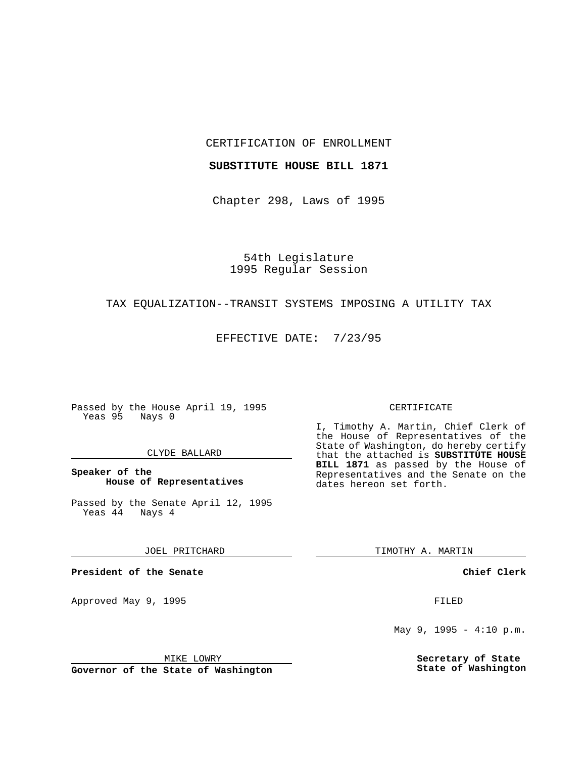CERTIFICATION OF ENROLLMENT

**SUBSTITUTE HOUSE BILL 1871**

Chapter 298, Laws of 1995

54th Legislature
1995 Regular Session

TAX EQUALIZATION--TRANSIT SYSTEMS IMPOSING A UTILITY TAX

EFFECTIVE DATE: 7/23/95

Passed by the House April 19, 1995
Yeas 95 Nays 0

CLYDE BALLARD

**Speaker of the House of Representatives**

Passed by the Senate April 12, 1995
Yeas 44 Nays 4

JOEL PRITCHARD

**President of the Senate**

Approved May 9, 1995

MIKE LOWRY

**Governor of the State of Washington**

CERTIFICATE

I, Timothy A. Martin, Chief Clerk of the House of Representatives of the State of Washington, do hereby certify that the attached is **SUBSTITUTE HOUSE BILL 1871** as passed by the House of Representatives and the Senate on the dates hereon set forth.

TIMOTHY A. MARTIN

**Chief Clerk**

FILED

May 9, 1995 - 4:10 p.m.

**Secretary of State
State of Washington**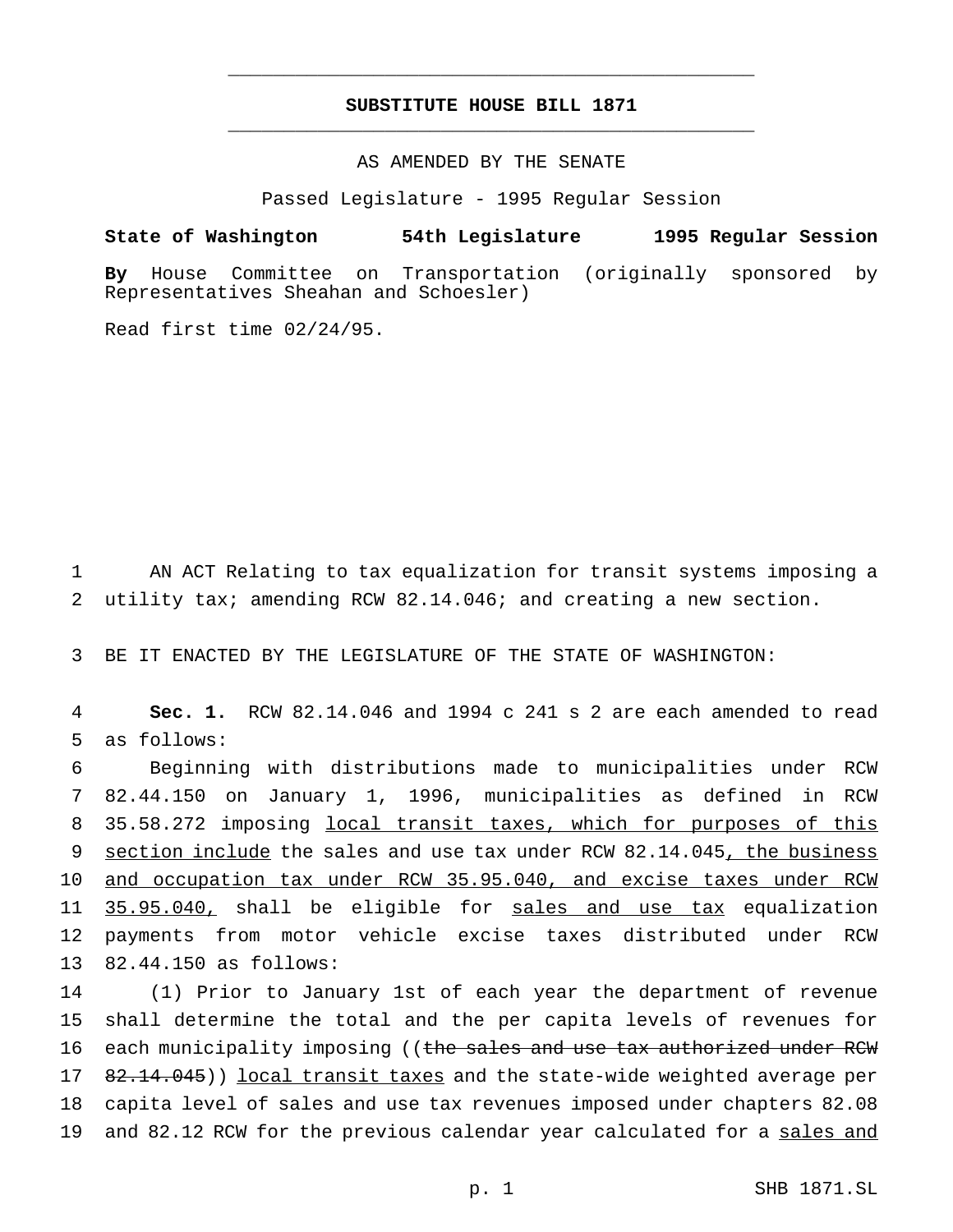**SUBSTITUTE HOUSE BILL 1871**

AS AMENDED BY THE SENATE

Passed Legislature - 1995 Regular Session

**State of Washington 54th Legislature 1995 Regular Session**

**By** House Committee on Transportation (originally sponsored by Representatives Sheahan and Schoesler)

Read first time 02/24/95.

1 AN ACT Relating to tax equalization for transit systems imposing a
2 utility tax; amending RCW 82.14.046; and creating a new section.

3 BE IT ENACTED BY THE LEGISLATURE OF THE STATE OF WASHINGTON:

4 **Sec. 1.** RCW 82.14.046 and 1994 c 241 s 2 are each amended to read
5 as follows:

6 Beginning with distributions made to municipalities under RCW
7 82.44.150 on January 1, 1996, municipalities as defined in RCW
8 35.58.272 imposing local transit taxes, which for purposes of this
9 section include the sales and use tax under RCW 82.14.045, the business
10 and occupation tax under RCW 35.95.040, and excise taxes under RCW
11 35.95.040, shall be eligible for sales and use tax equalization
12 payments from motor vehicle excise taxes distributed under RCW
13 82.44.150 as follows:

14 (1) Prior to January 1st of each year the department of revenue
15 shall determine the total and the per capita levels of revenues for
16 each municipality imposing ((~~the sales and use tax authorized under RCW~~
17 ~~82.14.045~~)) local transit taxes and the state-wide weighted average per
18 capita level of sales and use tax revenues imposed under chapters 82.08
19 and 82.12 RCW for the previous calendar year calculated for a sales and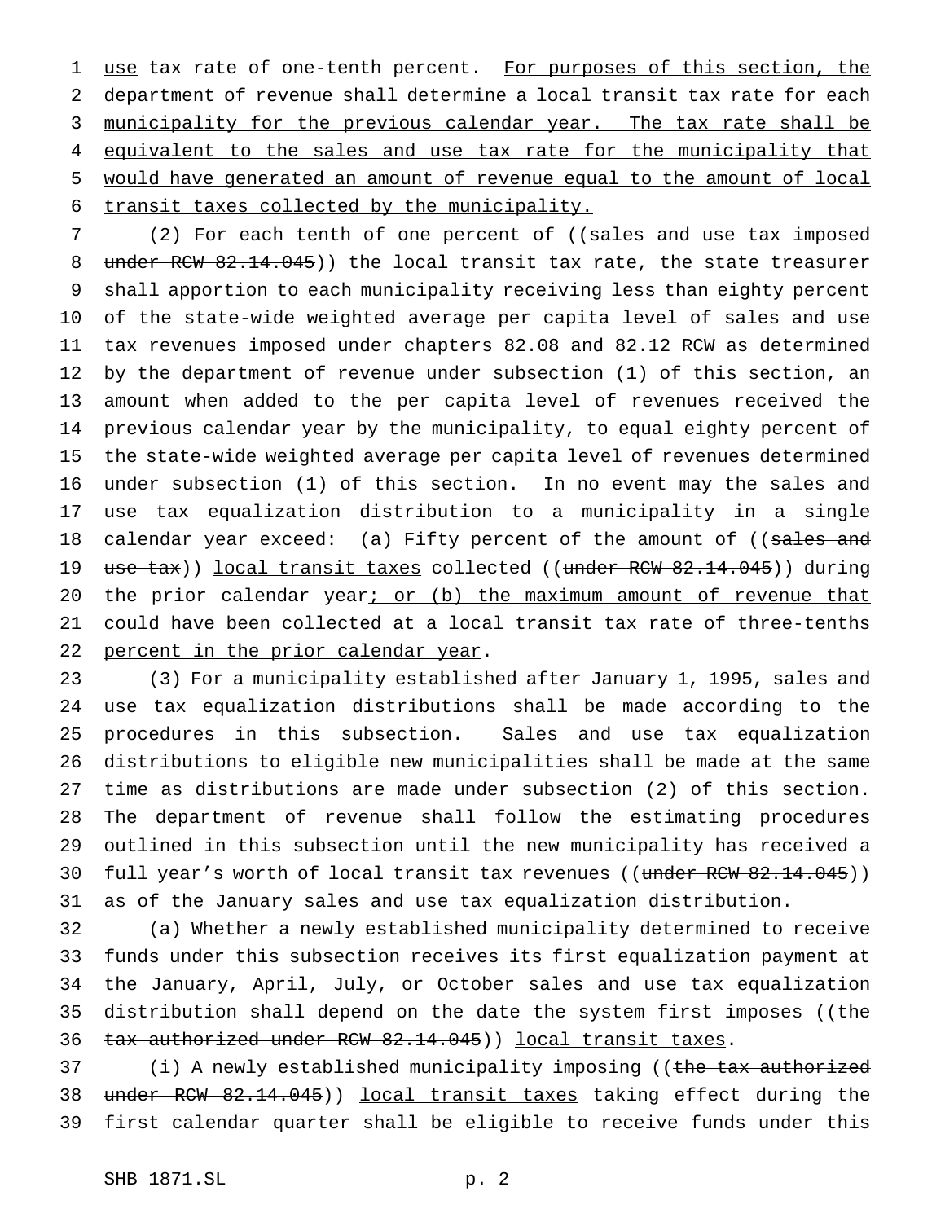use tax rate of one-tenth percent. For purposes of this section, the department of revenue shall determine a local transit tax rate for each municipality for the previous calendar year. The tax rate shall be equivalent to the sales and use tax rate for the municipality that would have generated an amount of revenue equal to the amount of local transit taxes collected by the municipality.

(2) For each tenth of one percent of ((sales and use tax imposed under RCW 82.14.045)) the local transit tax rate, the state treasurer shall apportion to each municipality receiving less than eighty percent of the state-wide weighted average per capita level of sales and use tax revenues imposed under chapters 82.08 and 82.12 RCW as determined by the department of revenue under subsection (1) of this section, an amount when added to the per capita level of revenues received the previous calendar year by the municipality, to equal eighty percent of the state-wide weighted average per capita level of revenues determined under subsection (1) of this section. In no event may the sales and use tax equalization distribution to a municipality in a single calendar year exceed: (a) Fifty percent of the amount of ((sales and use tax)) local transit taxes collected ((under RCW 82.14.045)) during the prior calendar year; or (b) the maximum amount of revenue that could have been collected at a local transit tax rate of three-tenths percent in the prior calendar year.

(3) For a municipality established after January 1, 1995, sales and use tax equalization distributions shall be made according to the procedures in this subsection. Sales and use tax equalization distributions to eligible new municipalities shall be made at the same time as distributions are made under subsection (2) of this section. The department of revenue shall follow the estimating procedures outlined in this subsection until the new municipality has received a full year's worth of local transit tax revenues ((under RCW 82.14.045)) as of the January sales and use tax equalization distribution.

(a) Whether a newly established municipality determined to receive funds under this subsection receives its first equalization payment at the January, April, July, or October sales and use tax equalization distribution shall depend on the date the system first imposes ((the tax authorized under RCW 82.14.045)) local transit taxes.

(i) A newly established municipality imposing ((the tax authorized under RCW 82.14.045)) local transit taxes taking effect during the first calendar quarter shall be eligible to receive funds under this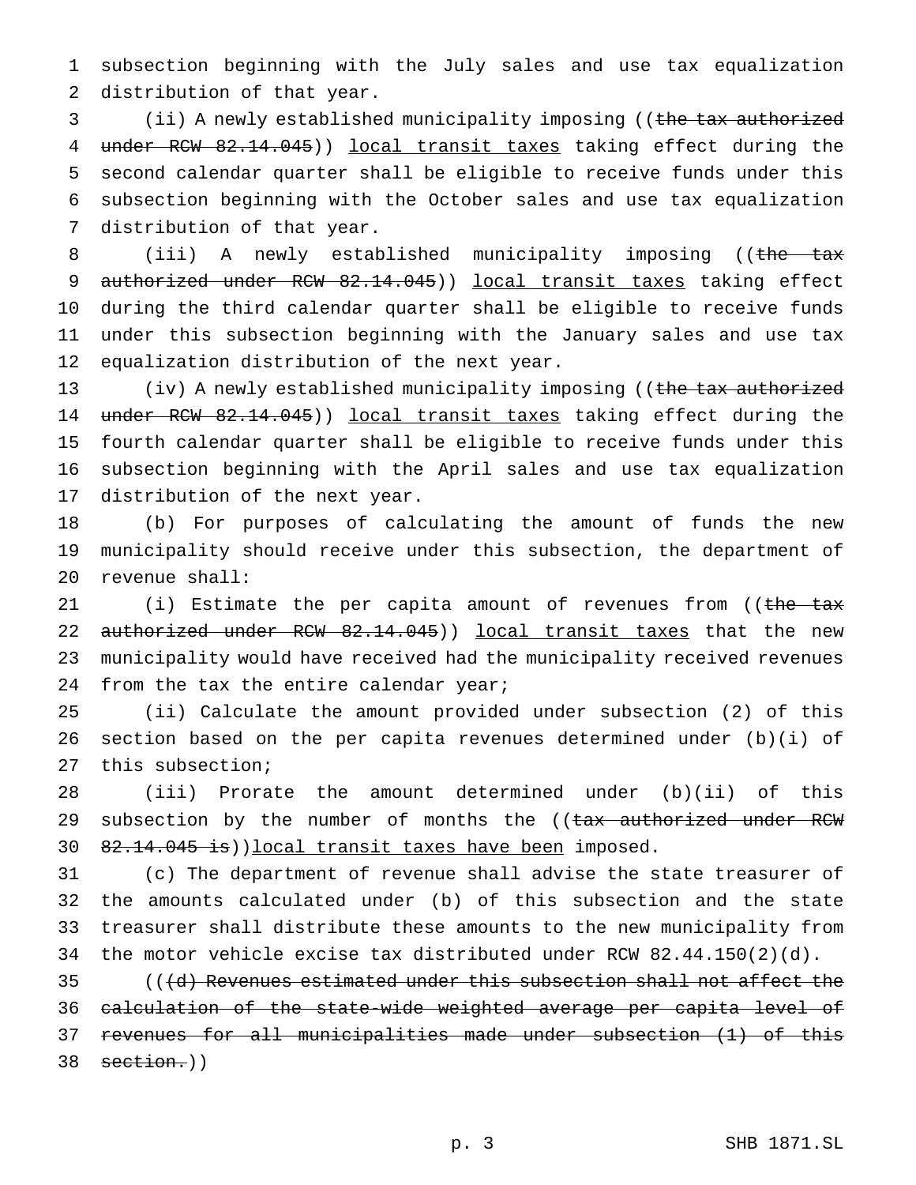subsection beginning with the July sales and use tax equalization distribution of that year.

(ii) A newly established municipality imposing ((~~the tax authorized under RCW 82.14.045~~)) <u>local transit taxes</u> taking effect during the second calendar quarter shall be eligible to receive funds under this subsection beginning with the October sales and use tax equalization distribution of that year.

(iii) A newly established municipality imposing ((~~the tax authorized under RCW 82.14.045~~)) <u>local transit taxes</u> taking effect during the third calendar quarter shall be eligible to receive funds under this subsection beginning with the January sales and use tax equalization distribution of the next year.

(iv) A newly established municipality imposing ((~~the tax authorized under RCW 82.14.045~~)) <u>local transit taxes</u> taking effect during the fourth calendar quarter shall be eligible to receive funds under this subsection beginning with the April sales and use tax equalization distribution of the next year.

(b) For purposes of calculating the amount of funds the new municipality should receive under this subsection, the department of revenue shall:

(i) Estimate the per capita amount of revenues from ((~~the tax authorized under RCW 82.14.045~~)) <u>local transit taxes</u> that the new municipality would have received had the municipality received revenues from the tax the entire calendar year;

(ii) Calculate the amount provided under subsection (2) of this section based on the per capita revenues determined under (b)(i) of this subsection;

(iii) Prorate the amount determined under (b)(ii) of this subsection by the number of months the ((~~tax authorized under RCW 82.14.045 is~~))<u>local transit taxes have been</u> imposed.

(c) The department of revenue shall advise the state treasurer of the amounts calculated under (b) of this subsection and the state treasurer shall distribute these amounts to the new municipality from the motor vehicle excise tax distributed under RCW 82.44.150(2)(d).

((~~(d) Revenues estimated under this subsection shall not affect the calculation of the state-wide weighted average per capita level of revenues for all municipalities made under subsection (1) of this section.~~))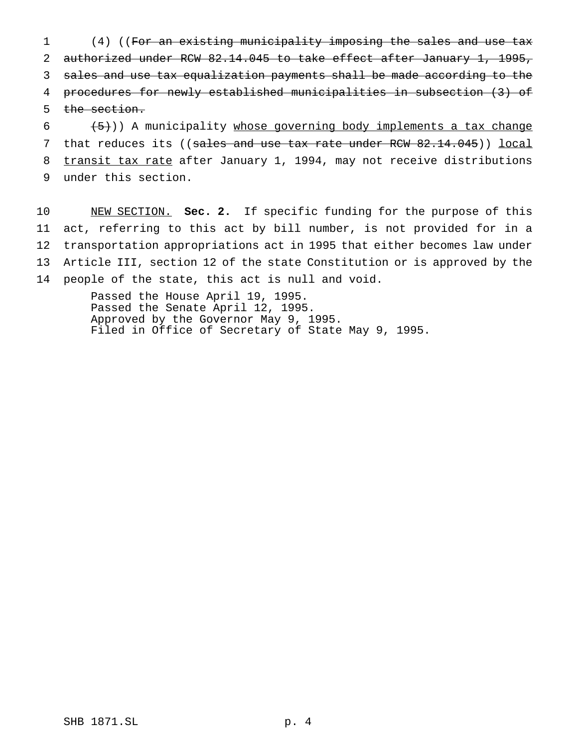(4) ((~~For an existing municipality imposing the sales and use tax authorized under RCW 82.14.045 to take effect after January 1, 1995, sales and use tax equalization payments shall be made according to the procedures for newly established municipalities in subsection (3) of the section.~~

~~(5)~~)) A municipality whose governing body implements a tax change that reduces its ((~~sales and use tax rate under RCW 82.14.045~~)) local transit tax rate after January 1, 1994, may not receive distributions under this section.

NEW SECTION. **Sec. 2.** If specific funding for the purpose of this act, referring to this act by bill number, is not provided for in a transportation appropriations act in 1995 that either becomes law under Article III, section 12 of the state Constitution or is approved by the people of the state, this act is null and void.

Passed the House April 19, 1995.
Passed the Senate April 12, 1995.
Approved by the Governor May 9, 1995.
Filed in Office of Secretary of State May 9, 1995.